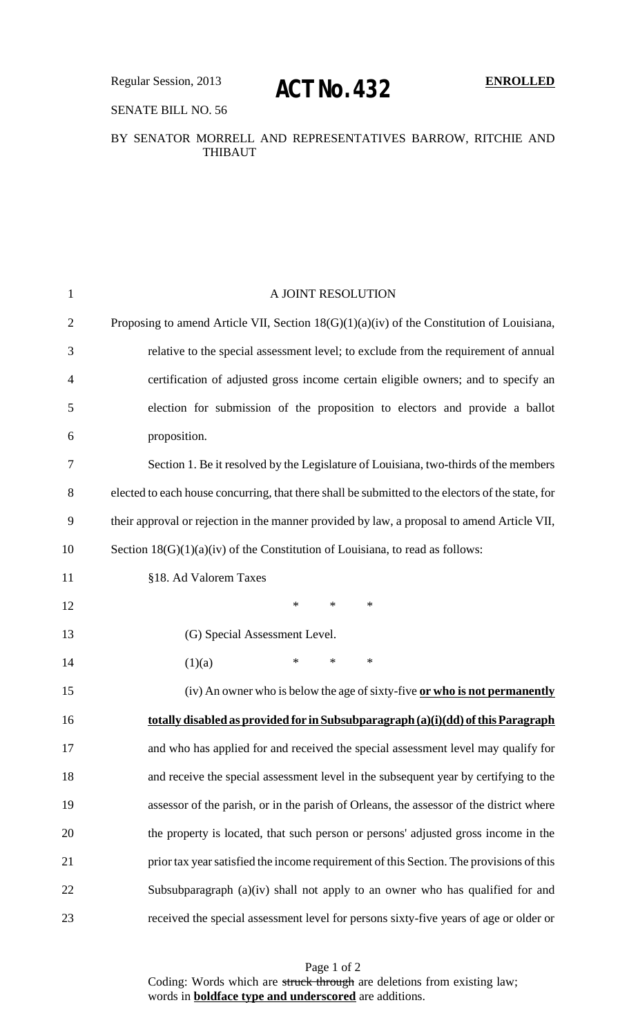Regular Session, 2013

# ACT No. 432

**ENROLLED**

SENATE BILL NO. 56

BY SENATOR MORRELL AND REPRESENTATIVES BARROW, RITCHIE AND THIBAUT

A JOINT RESOLUTION

Proposing to amend Article VII, Section 18(G)(1)(a)(iv) of the Constitution of Louisiana, relative to the special assessment level; to exclude from the requirement of annual certification of adjusted gross income certain eligible owners; and to specify an election for submission of the proposition to electors and provide a ballot proposition.

Section 1. Be it resolved by the Legislature of Louisiana, two-thirds of the members elected to each house concurring, that there shall be submitted to the electors of the state, for their approval or rejection in the manner provided by law, a proposal to amend Article VII, Section 18(G)(1)(a)(iv) of the Constitution of Louisiana, to read as follows:

§18. Ad Valorem Taxes

\* \* \*

(G) Special Assessment Level.

(1)(a) \* \* \*

(iv) An owner who is below the age of sixty-five **<u>or who is not permanently totally disabled as provided for in Subsubparagraph (a)(i)(dd) of this Paragraph</u>** and who has applied for and received the special assessment level may qualify for and receive the special assessment level in the subsequent year by certifying to the assessor of the parish, or in the parish of Orleans, the assessor of the district where the property is located, that such person or persons' adjusted gross income in the prior tax year satisfied the income requirement of this Section. The provisions of this Subsubparagraph (a)(iv) shall not apply to an owner who has qualified for and received the special assessment level for persons sixty-five years of age or older or

Coding: Words which are ~~struck through~~ are deletions from existing law; words in **<u>boldface type and underscored</u>** are additions.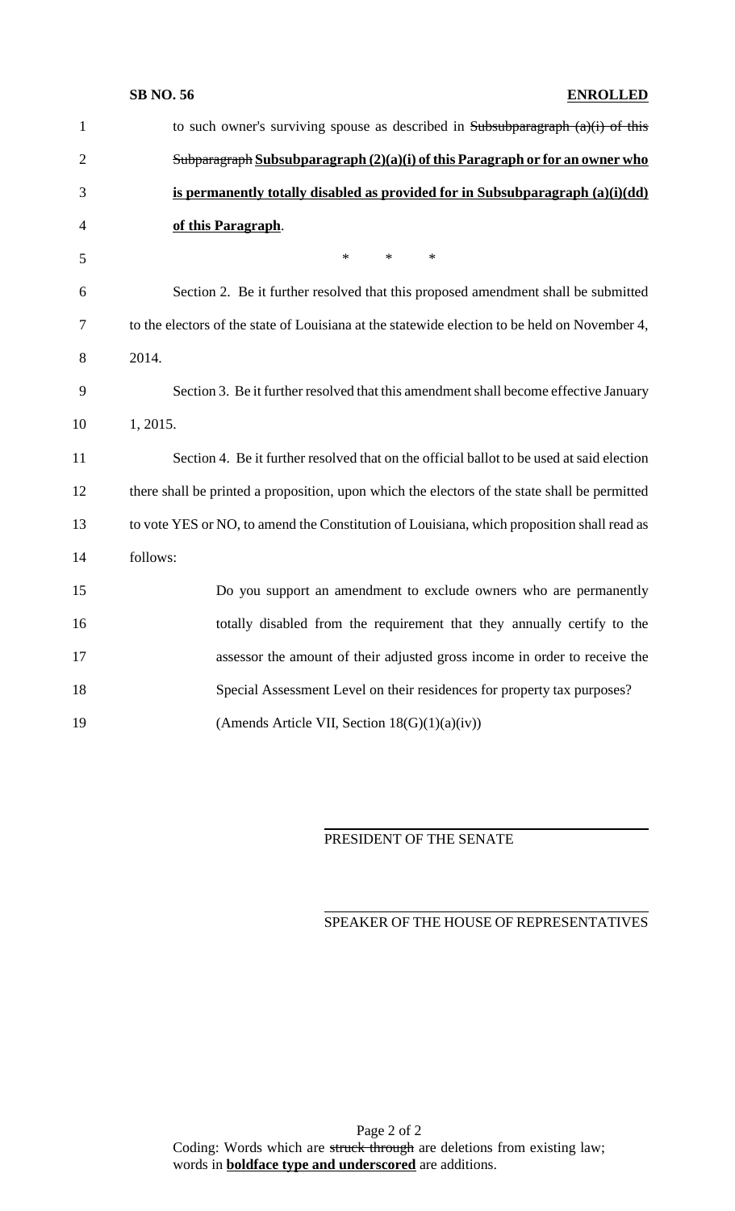to such owner's surviving spouse as described in ~~Subsubparagraph (a)(i) of this Subparagraph~~ **Subsubparagraph (2)(a)(i) of this Paragraph or for an owner who is permanently totally disabled as provided for in Subsubparagraph (a)(i)(dd) of this Paragraph**.

\* \* \*

Section 2. Be it further resolved that this proposed amendment shall be submitted to the electors of the state of Louisiana at the statewide election to be held on November 4, 2014.

Section 3. Be it further resolved that this amendment shall become effective January 1, 2015.

Section 4. Be it further resolved that on the official ballot to be used at said election there shall be printed a proposition, upon which the electors of the state shall be permitted to vote YES or NO, to amend the Constitution of Louisiana, which proposition shall read as follows:

> Do you support an amendment to exclude owners who are permanently totally disabled from the requirement that they annually certify to the assessor the amount of their adjusted gross income in order to receive the Special Assessment Level on their residences for property tax purposes? (Amends Article VII, Section 18(G)(1)(a)(iv))

PRESIDENT OF THE SENATE

SPEAKER OF THE HOUSE OF REPRESENTATIVES

Coding: Words which are ~~struck through~~ are deletions from existing law; words in **boldface type and underscored** are additions.